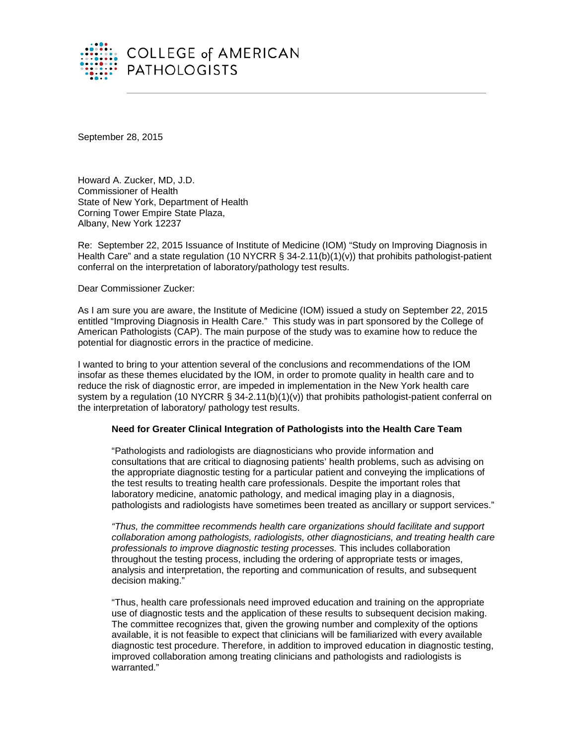COLLEGE of AMERICAN PATHOLOGISTS

September 28, 2015

Howard A. Zucker, MD, J.D.
Commissioner of Health
State of New York, Department of Health
Corning Tower Empire State Plaza,
Albany, New York 12237

Re: September 22, 2015 Issuance of Institute of Medicine (IOM) "Study on Improving Diagnosis in Health Care" and a state regulation (10 NYCRR § 34-2.11(b)(1)(v)) that prohibits pathologist-patient conferral on the interpretation of laboratory/pathology test results.

Dear Commissioner Zucker:

As I am sure you are aware, the Institute of Medicine (IOM) issued a study on September 22, 2015 entitled "Improving Diagnosis in Health Care." This study was in part sponsored by the College of American Pathologists (CAP). The main purpose of the study was to examine how to reduce the potential for diagnostic errors in the practice of medicine.

I wanted to bring to your attention several of the conclusions and recommendations of the IOM insofar as these themes elucidated by the IOM, in order to promote quality in health care and to reduce the risk of diagnostic error, are impeded in implementation in the New York health care system by a regulation (10 NYCRR § 34-2.11(b)(1)(v)) that prohibits pathologist-patient conferral on the interpretation of laboratory/ pathology test results.

**Need for Greater Clinical Integration of Pathologists into the Health Care Team**

> "Pathologists and radiologists are diagnosticians who provide information and consultations that are critical to diagnosing patients' health problems, such as advising on the appropriate diagnostic testing for a particular patient and conveying the implications of the test results to treating health care professionals. Despite the important roles that laboratory medicine, anatomic pathology, and medical imaging play in a diagnosis, pathologists and radiologists have sometimes been treated as ancillary or support services."
>
> *"Thus, the committee recommends health care organizations should facilitate and support collaboration among pathologists, radiologists, other diagnosticians, and treating health care professionals to improve diagnostic testing processes.* This includes collaboration throughout the testing process, including the ordering of appropriate tests or images, analysis and interpretation, the reporting and communication of results, and subsequent decision making."
>
> "Thus, health care professionals need improved education and training on the appropriate use of diagnostic tests and the application of these results to subsequent decision making. The committee recognizes that, given the growing number and complexity of the options available, it is not feasible to expect that clinicians will be familiarized with every available diagnostic test procedure. Therefore, in addition to improved education in diagnostic testing, improved collaboration among treating clinicians and pathologists and radiologists is warranted."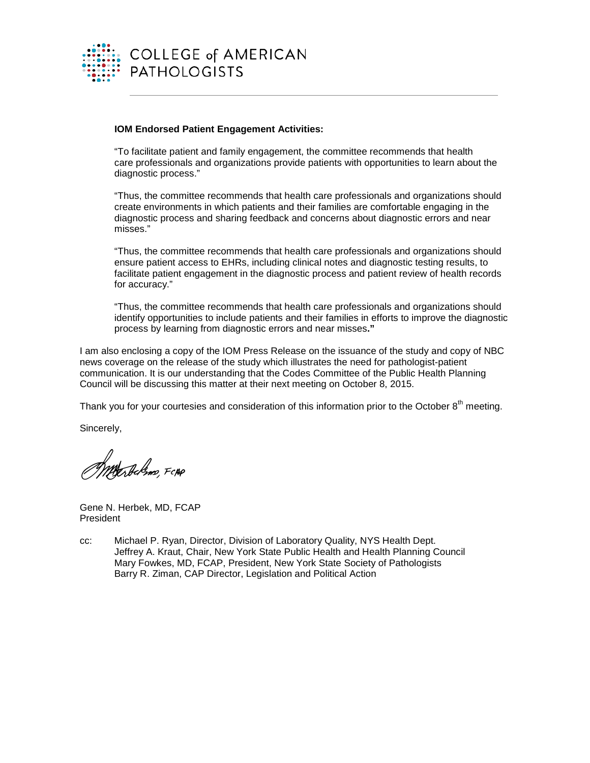COLLEGE of AMERICAN PATHOLOGISTS

**IOM Endorsed Patient Engagement Activities:**

"To facilitate patient and family engagement, the committee recommends that health care professionals and organizations provide patients with opportunities to learn about the diagnostic process."

"Thus, the committee recommends that health care professionals and organizations should create environments in which patients and their families are comfortable engaging in the diagnostic process and sharing feedback and concerns about diagnostic errors and near misses."

"Thus, the committee recommends that health care professionals and organizations should ensure patient access to EHRs, including clinical notes and diagnostic testing results, to facilitate patient engagement in the diagnostic process and patient review of health records for accuracy."

"Thus, the committee recommends that health care professionals and organizations should identify opportunities to include patients and their families in efforts to improve the diagnostic process by learning from diagnostic errors and near misses**."**

I am also enclosing a copy of the IOM Press Release on the issuance of the study and copy of NBC news coverage on the release of the study which illustrates the need for pathologist-patient communication. It is our understanding that the Codes Committee of the Public Health Planning Council will be discussing this matter at their next meeting on October 8, 2015.

Thank you for your courtesies and consideration of this information prior to the October 8th meeting.

Sincerely,

Gene N. Herbek, MD, FCAP
President

cc: Michael P. Ryan, Director, Division of Laboratory Quality, NYS Health Dept.
Jeffrey A. Kraut, Chair, New York State Public Health and Health Planning Council
Mary Fowkes, MD, FCAP, President, New York State Society of Pathologists
Barry R. Ziman, CAP Director, Legislation and Political Action